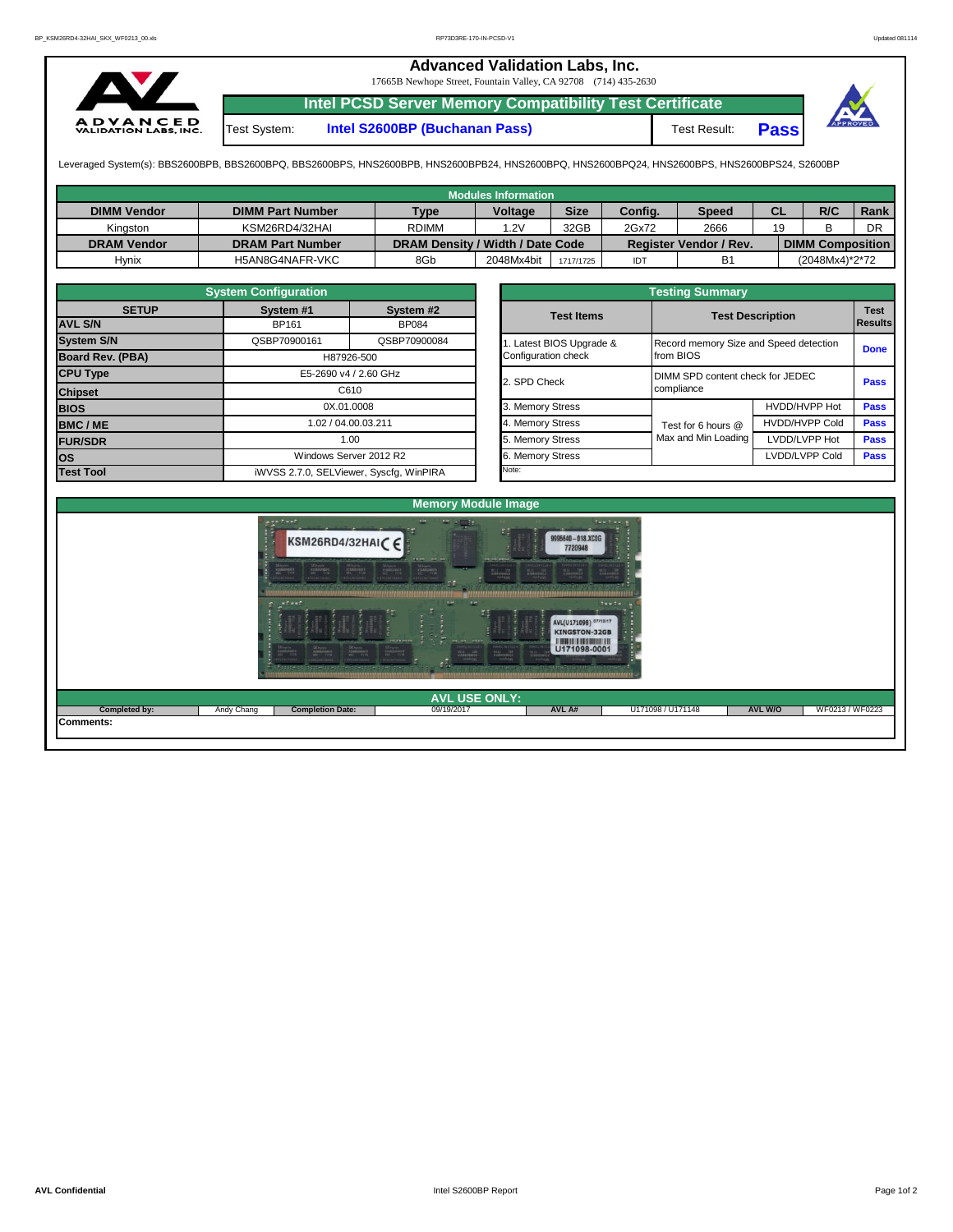# Advanced Validation Labs, Inc.

17665B Newhope Street, Fountain Valley, CA 92708 (714) 435-2630

## Intel PCSD Server Memory Compatibility Test Certificate

Test System: **Intel S2600BP (Buchanan Pass)**

Test Result: **Pass**

Leveraged System(s): BBS2600BPB, BBS2600BPQ, BBS2600BPS, HNS2600BPB, HNS2600BPB24, HNS2600BPQ, HNS2600BPQ24, HNS2600BPS, HNS2600BPS24, S2600BP

### Modules Information

| DIMM Vendor | DIMM Part Number | Type | Voltage | Size | Config. | Speed | CL | R/C | Rank |
|---|---|---|---|---|---|---|---|---|---|
| Kingston | KSM26RD4/32HAI | RDIMM | 1.2V | 32GB | 2Gx72 | 2666 | 19 | B | DR |
| **DRAM Vendor** | **DRAM Part Number** | **DRAM Density / Width / Date Code** | | | **Register Vendor / Rev.** | | | **DIMM Composition** | |
| Hynix | H5AN8G4NAFR-VKC | 8Gb | 2048Mx4bit | 1717/1725 | IDT | B1 | | (2048Mx4)*2*72 | |

### System Configuration

| SETUP | System #1 | System #2 |
|---|---|---|
| AVL S/N | BP161 | BP084 |
| System S/N | QSBP70900161 | QSBP70900084 |
| Board Rev. (PBA) | H87926-500 | |
| CPU Type | E5-2690 v4 / 2.60 GHz | |
| Chipset | C610 | |
| BIOS | 0X.01.0008 | |
| BMC / ME | 1.02 / 04.00.03.211 | |
| FUR/SDR | 1.00 | |
| OS | Windows Server 2012 R2 | |
| Test Tool | iWVSS 2.7.0, SELViewer, Syscfg, WinPIRA | |

### Testing Summary

| Test Items | Test Description | | Test Results |
|---|---|---|---|
| 1. Latest BIOS Upgrade & Configuration check | Record memory Size and Speed detection from BIOS | | Done |
| 2. SPD Check | DIMM SPD content check for JEDEC compliance | | Pass |
| 3. Memory Stress | Test for 6 hours @ Max and Min Loading | HVDD/HVPP Hot | Pass |
| 4. Memory Stress | | HVDD/HVPP Cold | Pass |
| 5. Memory Stress | | LVDD/LVPP Hot | Pass |
| 6. Memory Stress | | LVDD/LVPP Cold | Pass |

Note:

### Memory Module Image

### AVL USE ONLY:

| Completed by: | Andy Chang | Completion Date: | 09/19/2017 | AVL A# | U171098 / U171148 | AVL W/O | WF0213 / WF0223 |
|---|---|---|---|---|---|---|---|

Comments: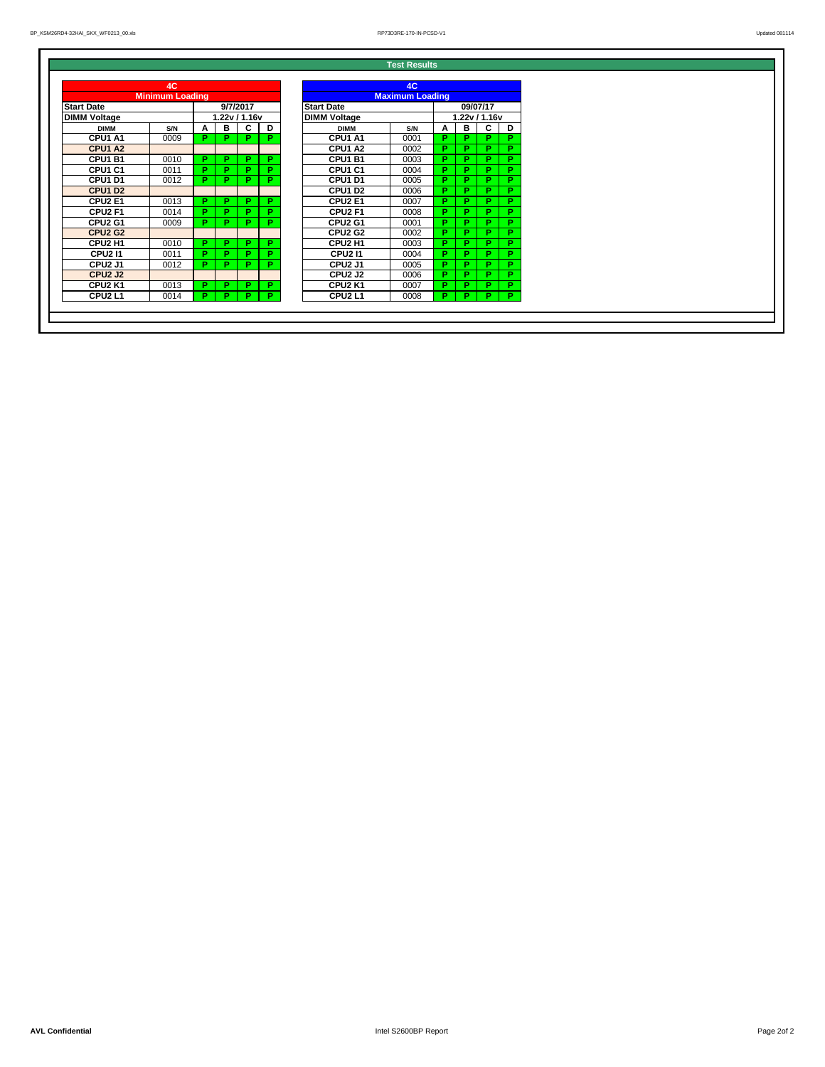## Test Results

| 4C Minimum Loading | | | | | |
|---|---|---|---|---|---|
| Start Date | | 9/7/2017 | | | |
| DIMM Voltage | | 1.22v / 1.16v | | | |
| DIMM | S/N | A | B | C | D |
| CPU1 A1 | 0009 | P | P | P | P |
| CPU1 A2 | | | | | |
| CPU1 B1 | 0010 | P | P | P | P |
| CPU1 C1 | 0011 | P | P | P | P |
| CPU1 D1 | 0012 | P | P | P | P |
| CPU1 D2 | | | | | |
| CPU2 E1 | 0013 | P | P | P | P |
| CPU2 F1 | 0014 | P | P | P | P |
| CPU2 G1 | 0009 | P | P | P | P |
| CPU2 G2 | | | | | |
| CPU2 H1 | 0010 | P | P | P | P |
| CPU2 I1 | 0011 | P | P | P | P |
| CPU2 J1 | 0012 | P | P | P | P |
| CPU2 J2 | | | | | |
| CPU2 K1 | 0013 | P | P | P | P |
| CPU2 L1 | 0014 | P | P | P | P |

| 4C Maximum Loading | | | | | |
|---|---|---|---|---|---|
| Start Date | | 09/07/17 | | | |
| DIMM Voltage | | 1.22v / 1.16v | | | |
| DIMM | S/N | A | B | C | D |
| CPU1 A1 | 0001 | P | P | P | P |
| CPU1 A2 | 0002 | P | P | P | P |
| CPU1 B1 | 0003 | P | P | P | P |
| CPU1 C1 | 0004 | P | P | P | P |
| CPU1 D1 | 0005 | P | P | P | P |
| CPU1 D2 | 0006 | P | P | P | P |
| CPU2 E1 | 0007 | P | P | P | P |
| CPU2 F1 | 0008 | P | P | P | P |
| CPU2 G1 | 0001 | P | P | P | P |
| CPU2 G2 | 0002 | P | P | P | P |
| CPU2 H1 | 0003 | P | P | P | P |
| CPU2 I1 | 0004 | P | P | P | P |
| CPU2 J1 | 0005 | P | P | P | P |
| CPU2 J2 | 0006 | P | P | P | P |
| CPU2 K1 | 0007 | P | P | P | P |
| CPU2 L1 | 0008 | P | P | P | P |